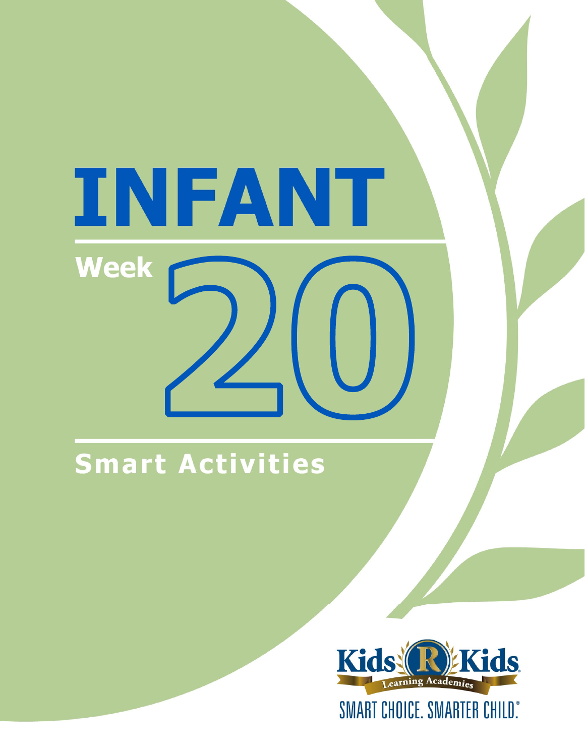# INFANT

## Week 20

## Smart Activities

Kids R Kids Learning Academies

SMART CHOICE. SMARTER CHILD.®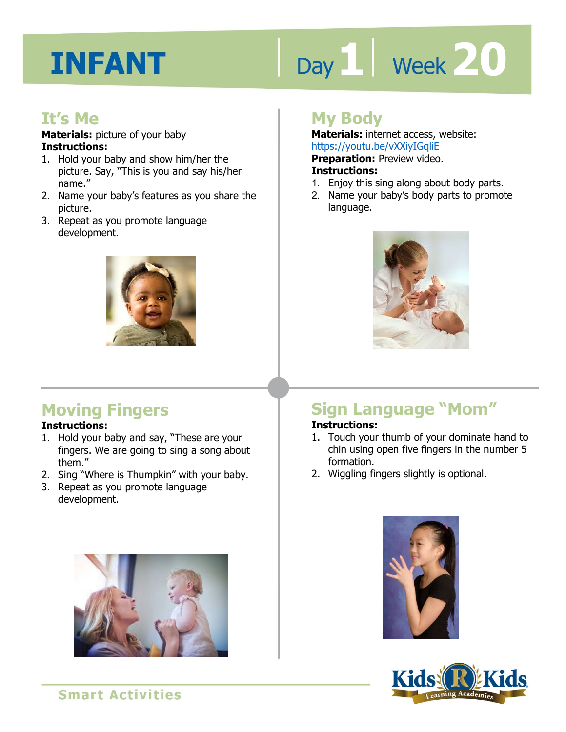# INFANT

Day 1 | Week 20

## It's Me

**Materials:** picture of your baby

**Instructions:**

1. Hold your baby and show him/her the picture. Say, "This is you and say his/her name."
2. Name your baby's features as you share the picture.
3. Repeat as you promote language development.

## My Body

**Materials:** internet access, website: https://youtu.be/vXXiyIGqliE

**Preparation:** Preview video.

**Instructions:**

1. Enjoy this sing along about body parts.
2. Name your baby's body parts to promote language.

## Moving Fingers

**Instructions:**

1. Hold your baby and say, "These are your fingers. We are going to sing a song about them."
2. Sing "Where is Thumpkin" with your baby.
3. Repeat as you promote language development.

## Sign Language "Mom"

**Instructions:**

1. Touch your thumb of your dominate hand to chin using open five fingers in the number 5 formation.
2. Wiggling fingers slightly is optional.

Smart Activities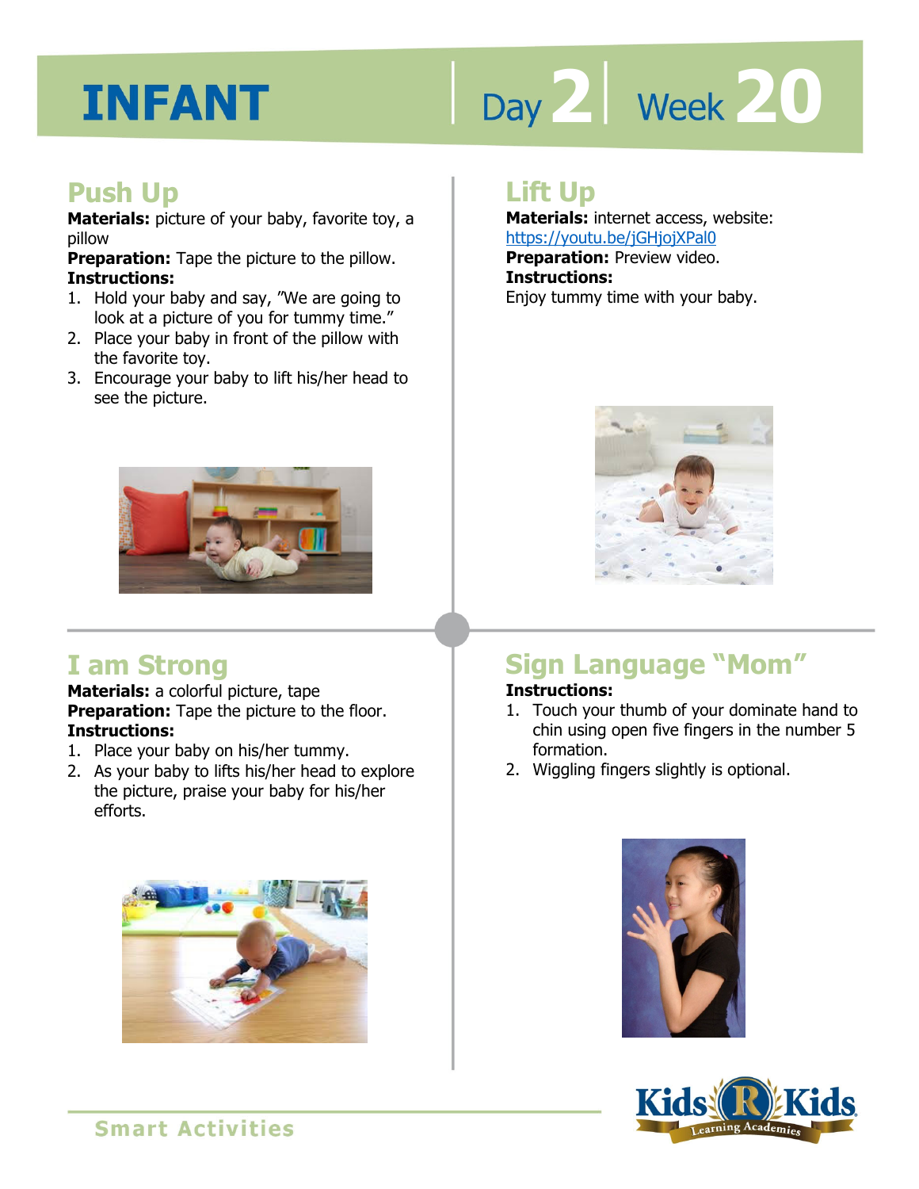# INFANT

Day 2 | Week 20

## Push Up

**Materials:** picture of your baby, favorite toy, a pillow

**Preparation:** Tape the picture to the pillow.

**Instructions:**

1. Hold your baby and say, "We are going to look at a picture of you for tummy time."
2. Place your baby in front of the pillow with the favorite toy.
3. Encourage your baby to lift his/her head to see the picture.

## Lift Up

**Materials:** internet access, website: https://youtu.be/jGHjojXPal0

**Preparation:** Preview video.

**Instructions:**

Enjoy tummy time with your baby.

## I am Strong

**Materials:** a colorful picture, tape

**Preparation:** Tape the picture to the floor.

**Instructions:**

1. Place your baby on his/her tummy.
2. As your baby to lifts his/her head to explore the picture, praise your baby for his/her efforts.

## Sign Language "Mom"

**Instructions:**

1. Touch your thumb of your dominate hand to chin using open five fingers in the number 5 formation.
2. Wiggling fingers slightly is optional.

Smart Activities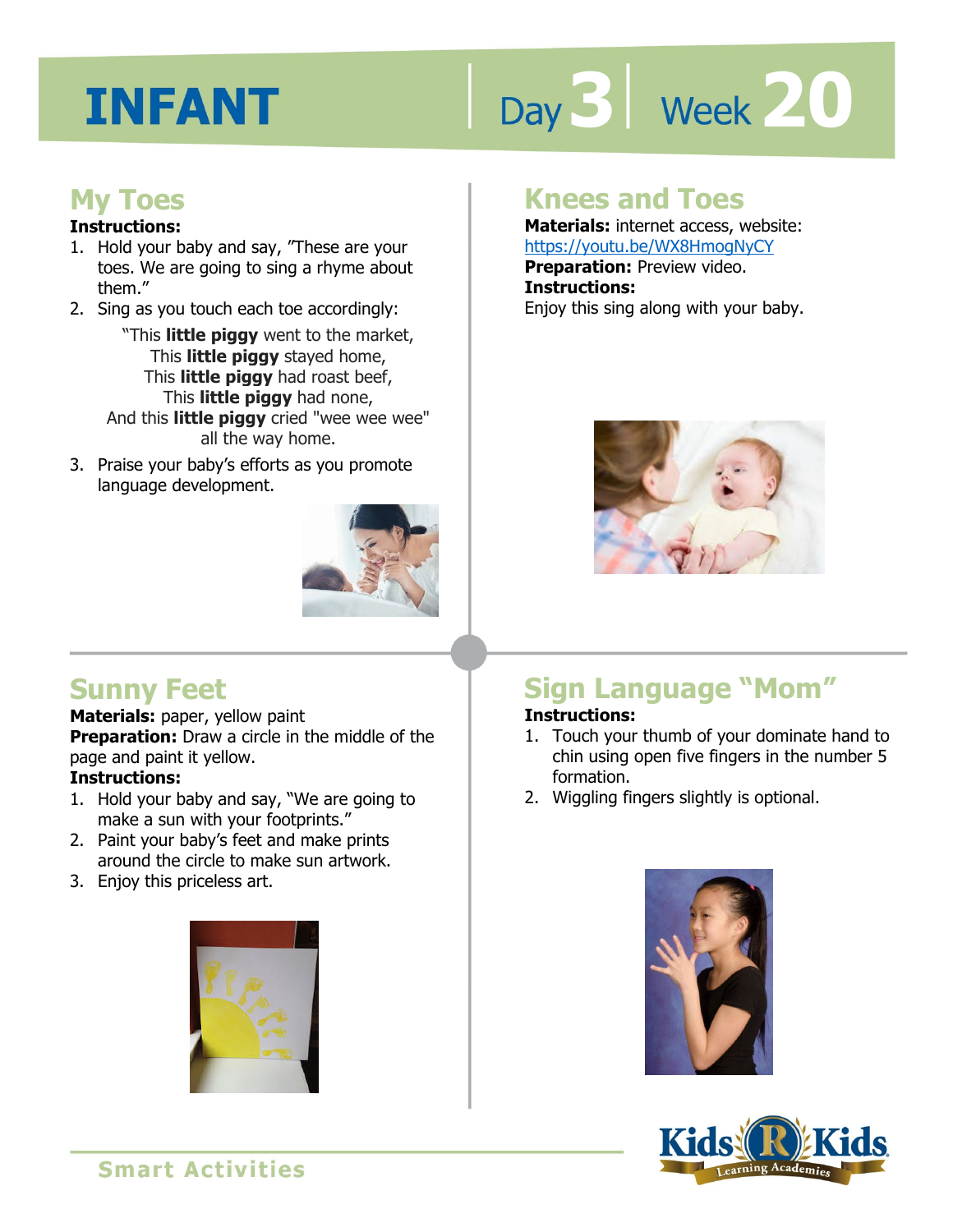# INFANT

Day 3 | Week 20

## My Toes

**Instructions:**

1. Hold your baby and say, "These are your toes. We are going to sing a rhyme about them."
2. Sing as you touch each toe accordingly:

   "This **little piggy** went to the market,
   This **little piggy** stayed home,
   This **little piggy** had roast beef,
   This **little piggy** had none,
   And this **little piggy** cried "wee wee wee" all the way home.

3. Praise your baby's efforts as you promote language development.

## Knees and Toes

**Materials:** internet access, website: https://youtu.be/WX8HmogNyCY

**Preparation:** Preview video.

**Instructions:**

Enjoy this sing along with your baby.

## Sunny Feet

**Materials:** paper, yellow paint

**Preparation:** Draw a circle in the middle of the page and paint it yellow.

**Instructions:**

1. Hold your baby and say, "We are going to make a sun with your footprints."
2. Paint your baby's feet and make prints around the circle to make sun artwork.
3. Enjoy this priceless art.

## Sign Language "Mom"

**Instructions:**

1. Touch your thumb of your dominate hand to chin using open five fingers in the number 5 formation.
2. Wiggling fingers slightly is optional.

Smart Activities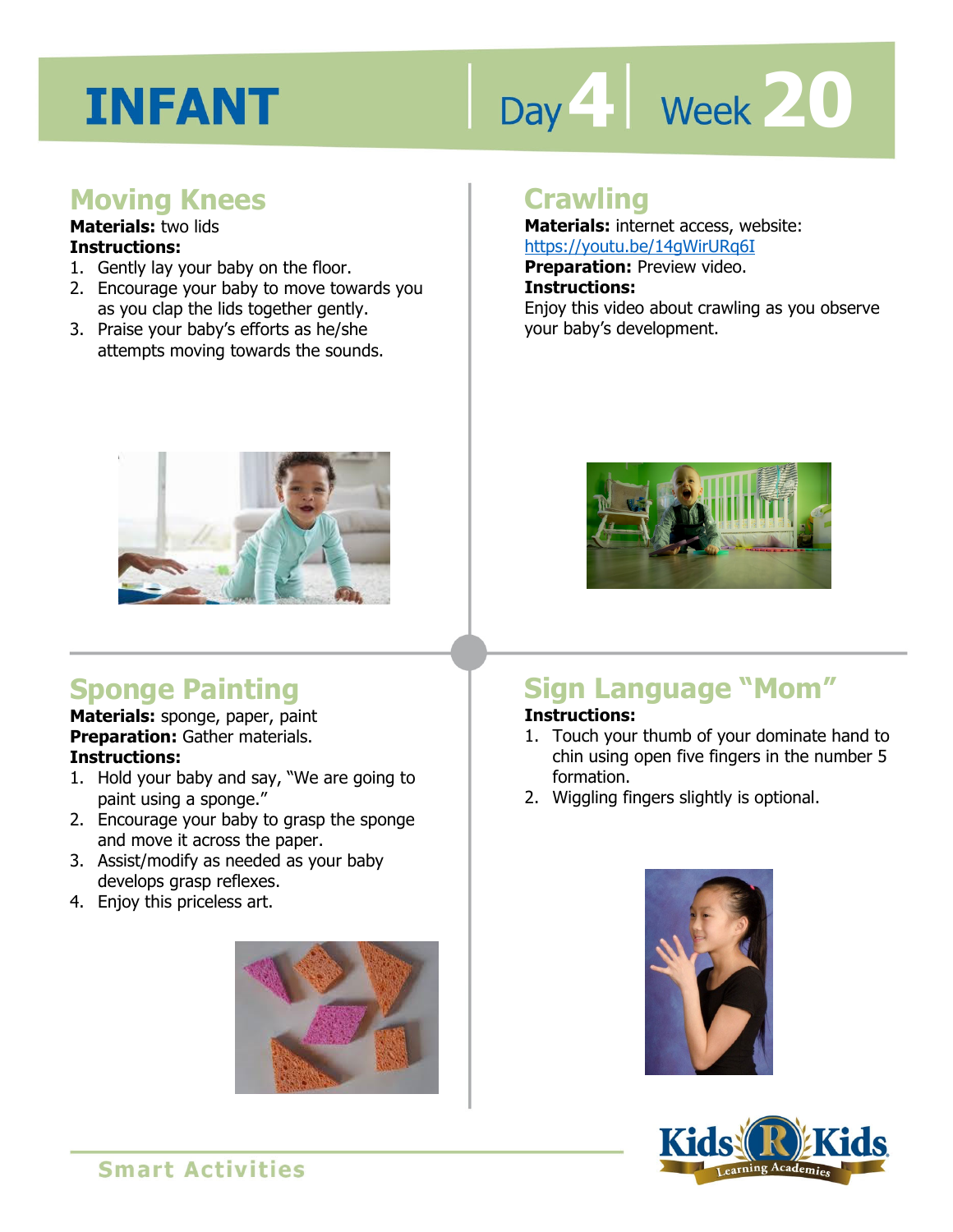# INFANT

Day 4 | Week 20

## Moving Knees

**Materials:** two lids

**Instructions:**

1. Gently lay your baby on the floor.
2. Encourage your baby to move towards you as you clap the lids together gently.
3. Praise your baby's efforts as he/she attempts moving towards the sounds.

## Crawling

**Materials:** internet access, website: https://youtu.be/14gWirURq6I

**Preparation:** Preview video.

**Instructions:**

Enjoy this video about crawling as you observe your baby's development.

## Sponge Painting

**Materials:** sponge, paper, paint

**Preparation:** Gather materials.

**Instructions:**

1. Hold your baby and say, "We are going to paint using a sponge."
2. Encourage your baby to grasp the sponge and move it across the paper.
3. Assist/modify as needed as your baby develops grasp reflexes.
4. Enjoy this priceless art.

## Sign Language "Mom"

**Instructions:**

1. Touch your thumb of your dominate hand to chin using open five fingers in the number 5 formation.
2. Wiggling fingers slightly is optional.

Smart Activities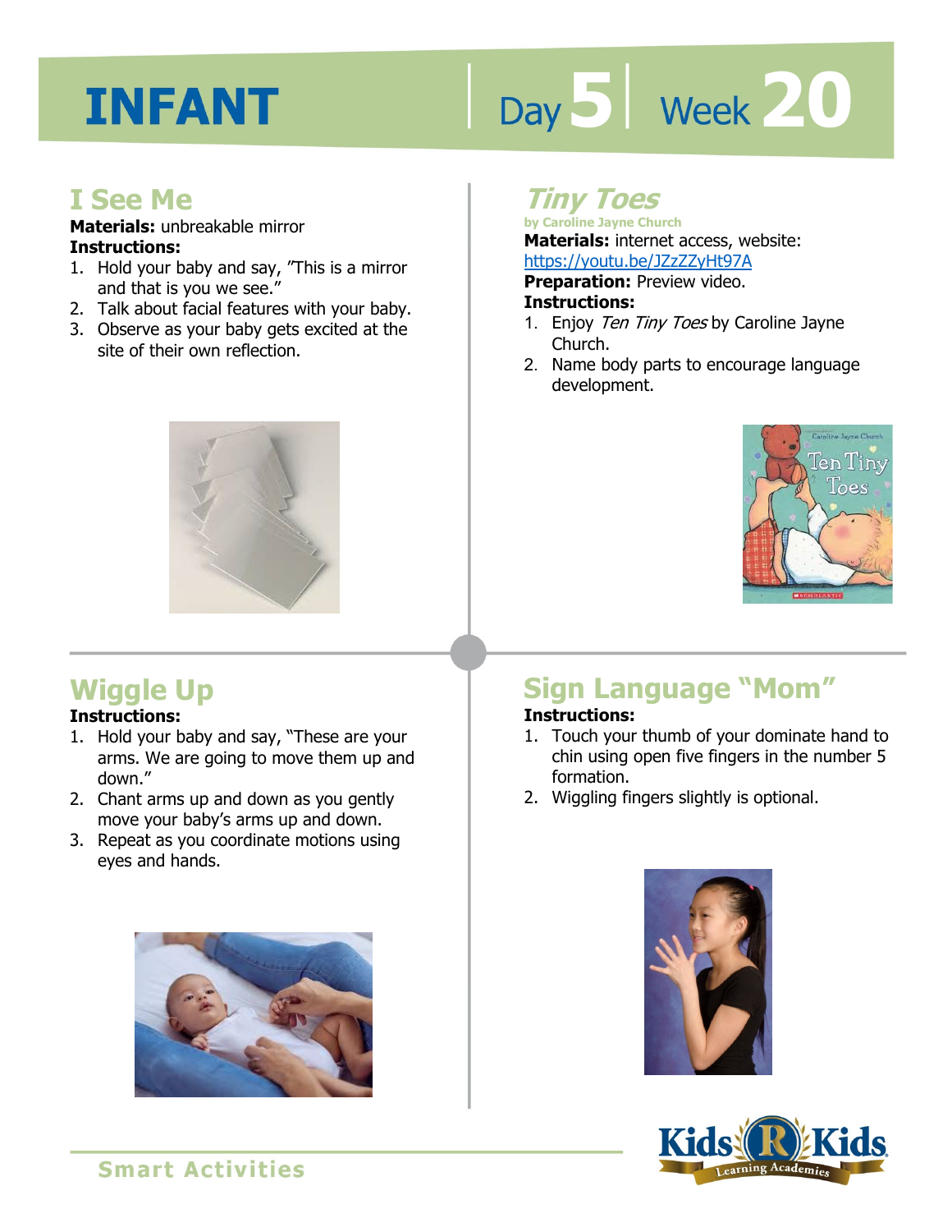# INFANT

Day 5 | Week 20

## I See Me

**Materials:** unbreakable mirror

**Instructions:**

1. Hold your baby and say, "This is a mirror and that is you we see."
2. Talk about facial features with your baby.
3. Observe as your baby gets excited at the site of their own reflection.

## Tiny Toes

**by Caroline Jayne Church**

**Materials:** internet access, website: https://youtu.be/JZzZZyHt97A

**Preparation:** Preview video.

**Instructions:**

1. Enjoy *Ten Tiny Toes* by Caroline Jayne Church.
2. Name body parts to encourage language development.

## Wiggle Up

**Instructions:**

1. Hold your baby and say, "These are your arms. We are going to move them up and down."
2. Chant arms up and down as you gently move your baby's arms up and down.
3. Repeat as you coordinate motions using eyes and hands.

## Sign Language "Mom"

**Instructions:**

1. Touch your thumb of your dominate hand to chin using open five fingers in the number 5 formation.
2. Wiggling fingers slightly is optional.

Smart Activities